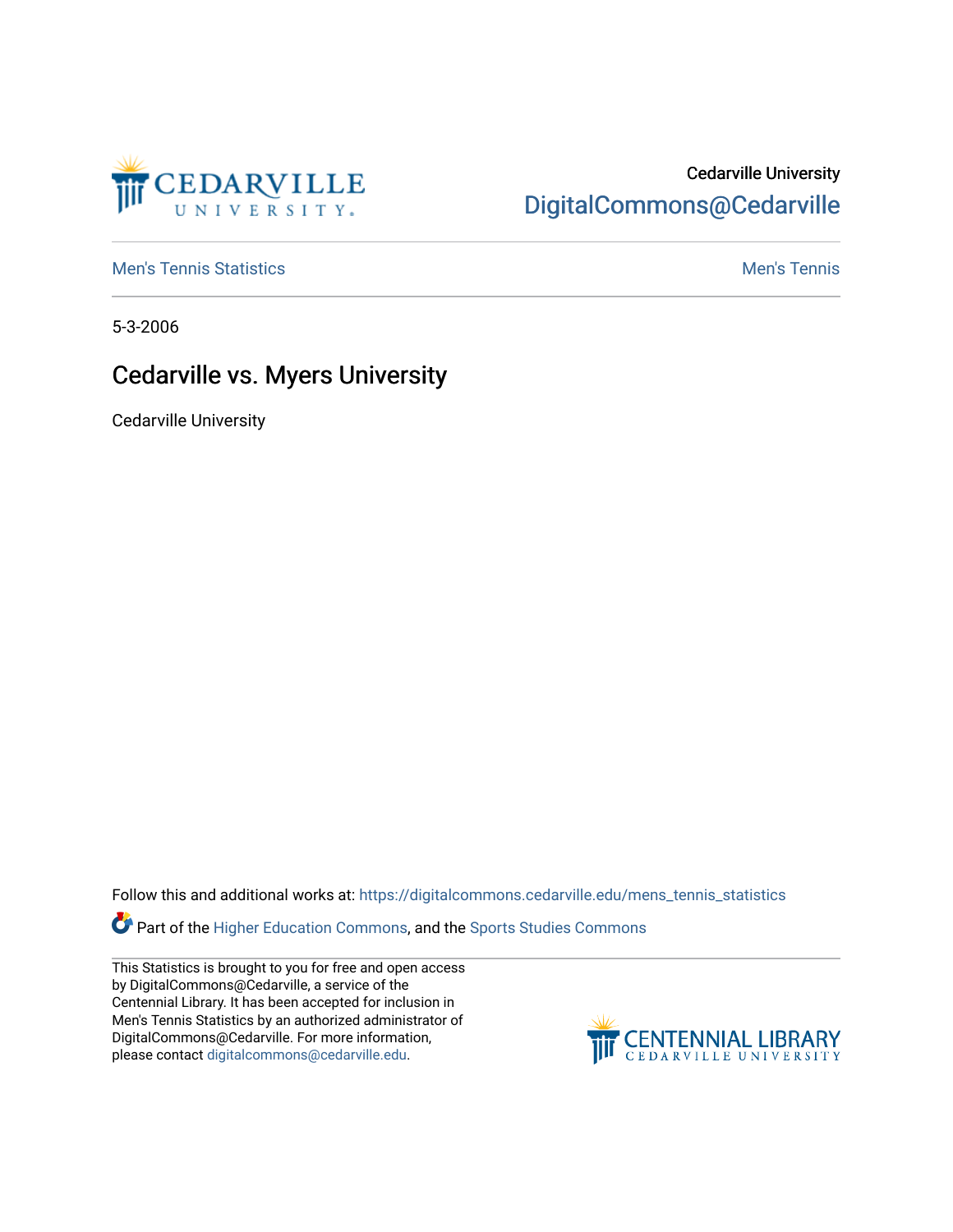Cedarville University
DigitalCommons@Cedarville

Men's Tennis Statistics | Men's Tennis

5-3-2006

# Cedarville vs. Myers University

Cedarville University

Follow this and additional works at: https://digitalcommons.cedarville.edu/mens_tennis_statistics

Part of the Higher Education Commons, and the Sports Studies Commons

This Statistics is brought to you for free and open access by DigitalCommons@Cedarville, a service of the Centennial Library. It has been accepted for inclusion in Men's Tennis Statistics by an authorized administrator of DigitalCommons@Cedarville. For more information, please contact digitalcommons@cedarville.edu.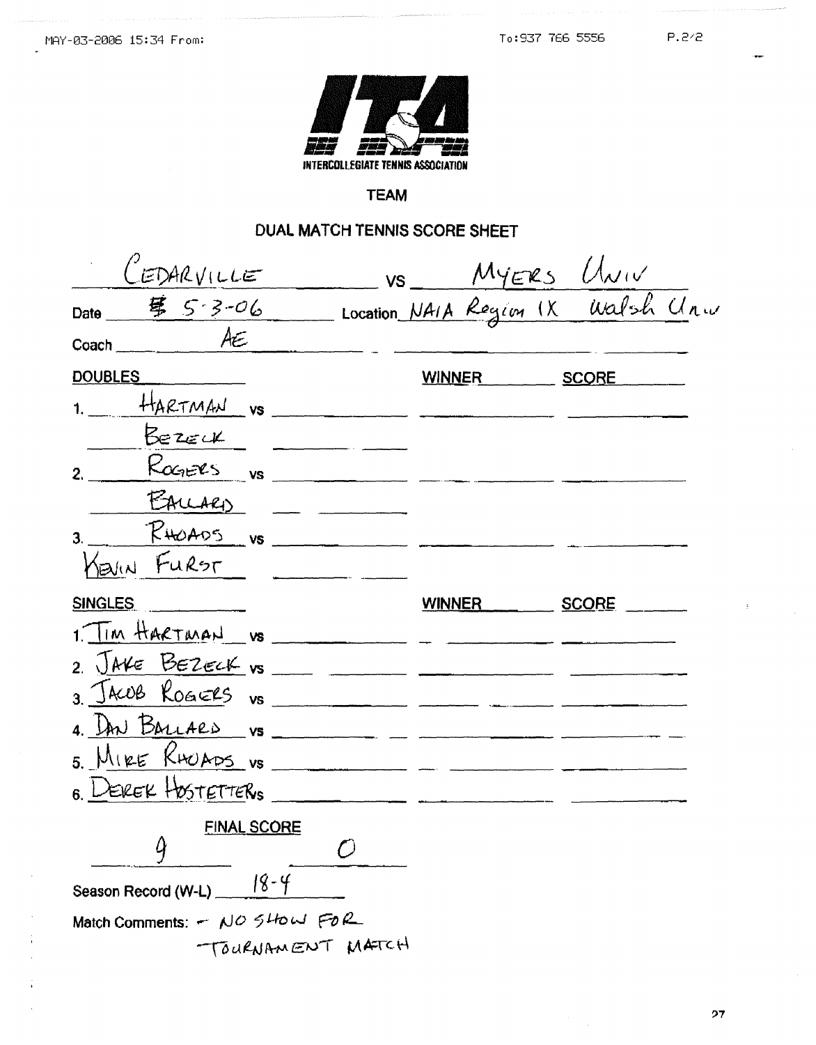INTERCOLLEGIATE TENNIS ASSOCIATION

TEAM

# DUAL MATCH TENNIS SCORE SHEET

CEDARVILLE VS MYERS UNIV

Date 5-3-06 Location NAIA Region IX Walsh Univ

Coach AE

| DOUBLES | | WINNER | SCORE |
|---|---|---|---|
| 1. HARTMAN / BEZECK | vs | | |
| 2. ROGERS / BALLARD | vs | | |
| 3. RHOADS / KEVIN FURST | vs | | |

| SINGLES | | WINNER | SCORE |
|---|---|---|---|
| 1. TIM HARTMAN | vs | | |
| 2. JAKE BEZECK | vs | | |
| 3. JACOB ROGERS | vs | | |
| 4. DAN BALLARD | vs | | |
| 5. MIKE RHOADS | vs | | |
| 6. DEREK HOSTETTER | vs | | |

FINAL SCORE

9 0

Season Record (W-L) 18-4

Match Comments: - NO SHOW FOR TOURNAMENT MATCH